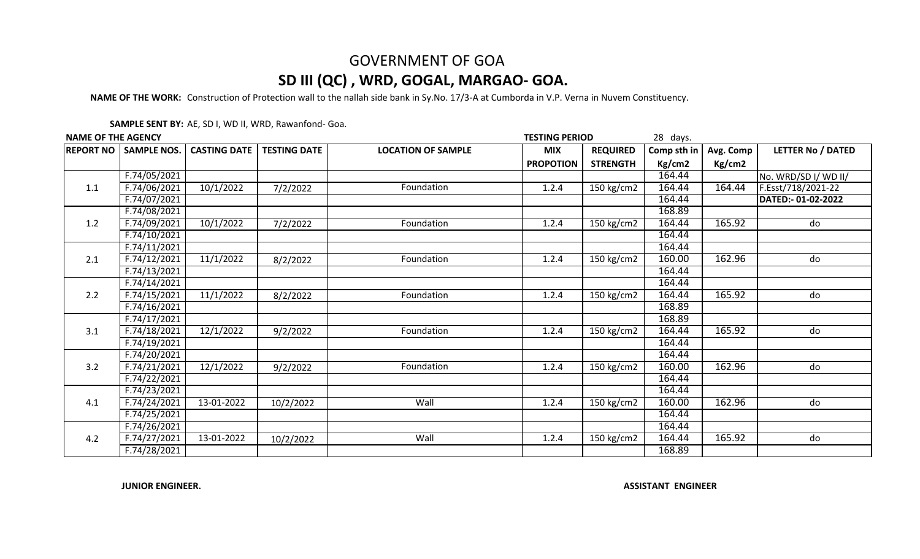# GOVERNMENT OF GOA

## SD III (QC) , WRD, GOGAL, MARGAO- GOA.

**NAME OF THE WORK:** Construction of Protection wall to the nallah side bank in Sy.No. 17/3-A at Cumborda in V.P. Verna in Nuvem Constituency.

**SAMPLE SENT BY:** AE, SD I, WD II, WRD, Rawanfond- Goa.

**NAME OF THE AGENCY** | **TESTING PERIOD** 28 days.

| REPORT NO | SAMPLE NOS. | CASTING DATE | TESTING DATE | LOCATION OF SAMPLE | MIX PROPOTION | REQUIRED STRENGTH | Comp sth in Kg/cm2 | Avg. Comp Kg/cm2 | LETTER No / DATED |
|---|---|---|---|---|---|---|---|---|---|
| | F.74/05/2021 | | | | | | 164.44 | | No. WRD/SD I/ WD II/ |
| 1.1 | F.74/06/2021 | 10/1/2022 | 7/2/2022 | Foundation | 1.2.4 | 150 kg/cm2 | 164.44 | 164.44 | F.Esst/718/2021-22 |
| | F.74/07/2021 | | | | | | 164.44 | | **DATED:- 01-02-2022** |
| | F.74/08/2021 | | | | | | 168.89 | | |
| 1.2 | F.74/09/2021 | 10/1/2022 | 7/2/2022 | Foundation | 1.2.4 | 150 kg/cm2 | 164.44 | 165.92 | do |
| | F.74/10/2021 | | | | | | 164.44 | | |
| | F.74/11/2021 | | | | | | 164.44 | | |
| 2.1 | F.74/12/2021 | 11/1/2022 | 8/2/2022 | Foundation | 1.2.4 | 150 kg/cm2 | 160.00 | 162.96 | do |
| | F.74/13/2021 | | | | | | 164.44 | | |
| | F.74/14/2021 | | | | | | 164.44 | | |
| 2.2 | F.74/15/2021 | 11/1/2022 | 8/2/2022 | Foundation | 1.2.4 | 150 kg/cm2 | 164.44 | 165.92 | do |
| | F.74/16/2021 | | | | | | 168.89 | | |
| | F.74/17/2021 | | | | | | 168.89 | | |
| 3.1 | F.74/18/2021 | 12/1/2022 | 9/2/2022 | Foundation | 1.2.4 | 150 kg/cm2 | 164.44 | 165.92 | do |
| | F.74/19/2021 | | | | | | 164.44 | | |
| | F.74/20/2021 | | | | | | 164.44 | | |
| 3.2 | F.74/21/2021 | 12/1/2022 | 9/2/2022 | Foundation | 1.2.4 | 150 kg/cm2 | 160.00 | 162.96 | do |
| | F.74/22/2021 | | | | | | 164.44 | | |
| | F.74/23/2021 | | | | | | 164.44 | | |
| 4.1 | F.74/24/2021 | 13-01-2022 | 10/2/2022 | Wall | 1.2.4 | 150 kg/cm2 | 160.00 | 162.96 | do |
| | F.74/25/2021 | | | | | | 164.44 | | |
| | F.74/26/2021 | | | | | | 164.44 | | |
| 4.2 | F.74/27/2021 | 13-01-2022 | 10/2/2022 | Wall | 1.2.4 | 150 kg/cm2 | 164.44 | 165.92 | do |
| | F.74/28/2021 | | | | | | 168.89 | | |

**JUNIOR ENGINEER.** | **ASSISTANT ENGINEER**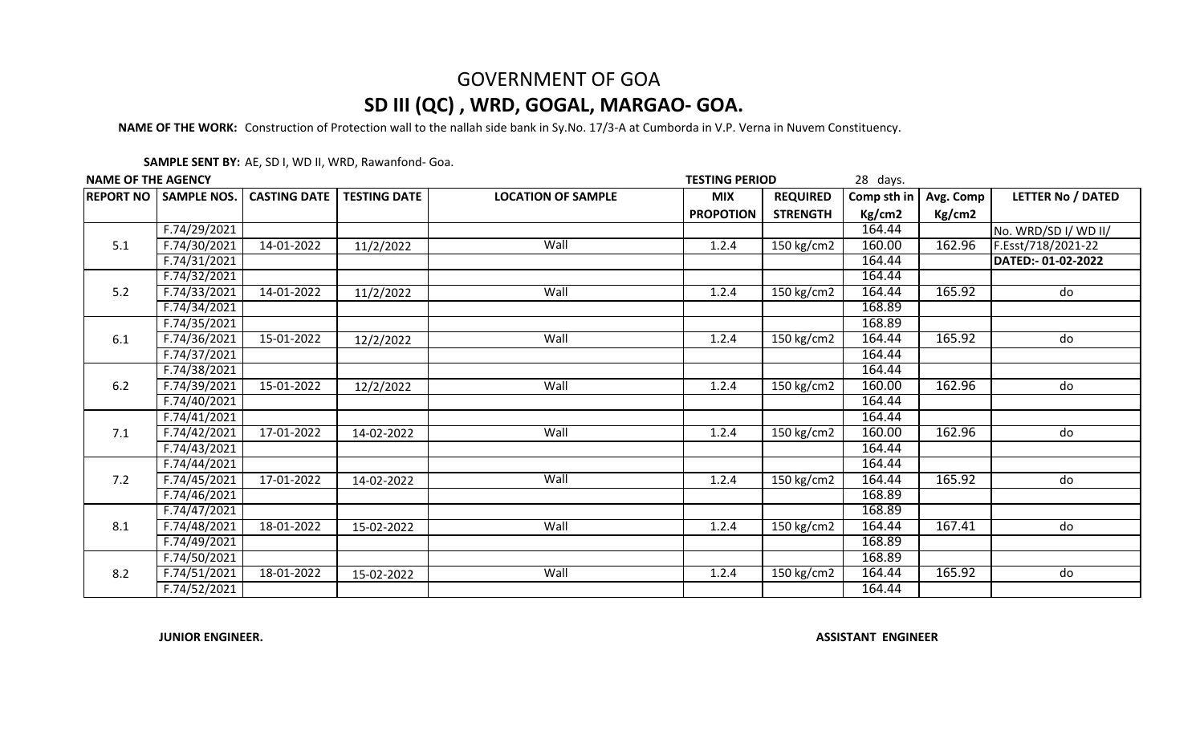# GOVERNMENT OF GOA

## SD III (QC) , WRD, GOGAL, MARGAO- GOA.

**NAME OF THE WORK:** Construction of Protection wall to the nallah side bank in Sy.No. 17/3-A at Cumborda in V.P. Verna in Nuvem Constituency.

**SAMPLE SENT BY:** AE, SD I, WD II, WRD, Rawanfond- Goa.

**NAME OF THE AGENCY** | **TESTING PERIOD** 28 days.

| REPORT NO | SAMPLE NOS. | CASTING DATE | TESTING DATE | LOCATION OF SAMPLE | MIX PROPOTION | REQUIRED STRENGTH | Comp sth in Kg/cm2 | Avg. Comp Kg/cm2 | LETTER No / DATED |
|---|---|---|---|---|---|---|---|---|---|
| | F.74/29/2021 | | | | | | 164.44 | | No. WRD/SD I/ WD II/ |
| 5.1 | F.74/30/2021 | 14-01-2022 | 11/2/2022 | Wall | 1.2.4 | 150 kg/cm2 | 160.00 | 162.96 | F.Esst/718/2021-22 |
| | F.74/31/2021 | | | | | | 164.44 | | **DATED:- 01-02-2022** |
| | F.74/32/2021 | | | | | | 164.44 | | |
| 5.2 | F.74/33/2021 | 14-01-2022 | 11/2/2022 | Wall | 1.2.4 | 150 kg/cm2 | 164.44 | 165.92 | do |
| | F.74/34/2021 | | | | | | 168.89 | | |
| | F.74/35/2021 | | | | | | 168.89 | | |
| 6.1 | F.74/36/2021 | 15-01-2022 | 12/2/2022 | Wall | 1.2.4 | 150 kg/cm2 | 164.44 | 165.92 | do |
| | F.74/37/2021 | | | | | | 164.44 | | |
| | F.74/38/2021 | | | | | | 164.44 | | |
| 6.2 | F.74/39/2021 | 15-01-2022 | 12/2/2022 | Wall | 1.2.4 | 150 kg/cm2 | 160.00 | 162.96 | do |
| | F.74/40/2021 | | | | | | 164.44 | | |
| | F.74/41/2021 | | | | | | 164.44 | | |
| 7.1 | F.74/42/2021 | 17-01-2022 | 14-02-2022 | Wall | 1.2.4 | 150 kg/cm2 | 160.00 | 162.96 | do |
| | F.74/43/2021 | | | | | | 164.44 | | |
| | F.74/44/2021 | | | | | | 164.44 | | |
| 7.2 | F.74/45/2021 | 17-01-2022 | 14-02-2022 | Wall | 1.2.4 | 150 kg/cm2 | 164.44 | 165.92 | do |
| | F.74/46/2021 | | | | | | 168.89 | | |
| | F.74/47/2021 | | | | | | 168.89 | | |
| 8.1 | F.74/48/2021 | 18-01-2022 | 15-02-2022 | Wall | 1.2.4 | 150 kg/cm2 | 164.44 | 167.41 | do |
| | F.74/49/2021 | | | | | | 168.89 | | |
| | F.74/50/2021 | | | | | | 168.89 | | |
| 8.2 | F.74/51/2021 | 18-01-2022 | 15-02-2022 | Wall | 1.2.4 | 150 kg/cm2 | 164.44 | 165.92 | do |
| | F.74/52/2021 | | | | | | 164.44 | | |

**JUNIOR ENGINEER.** | **ASSISTANT ENGINEER**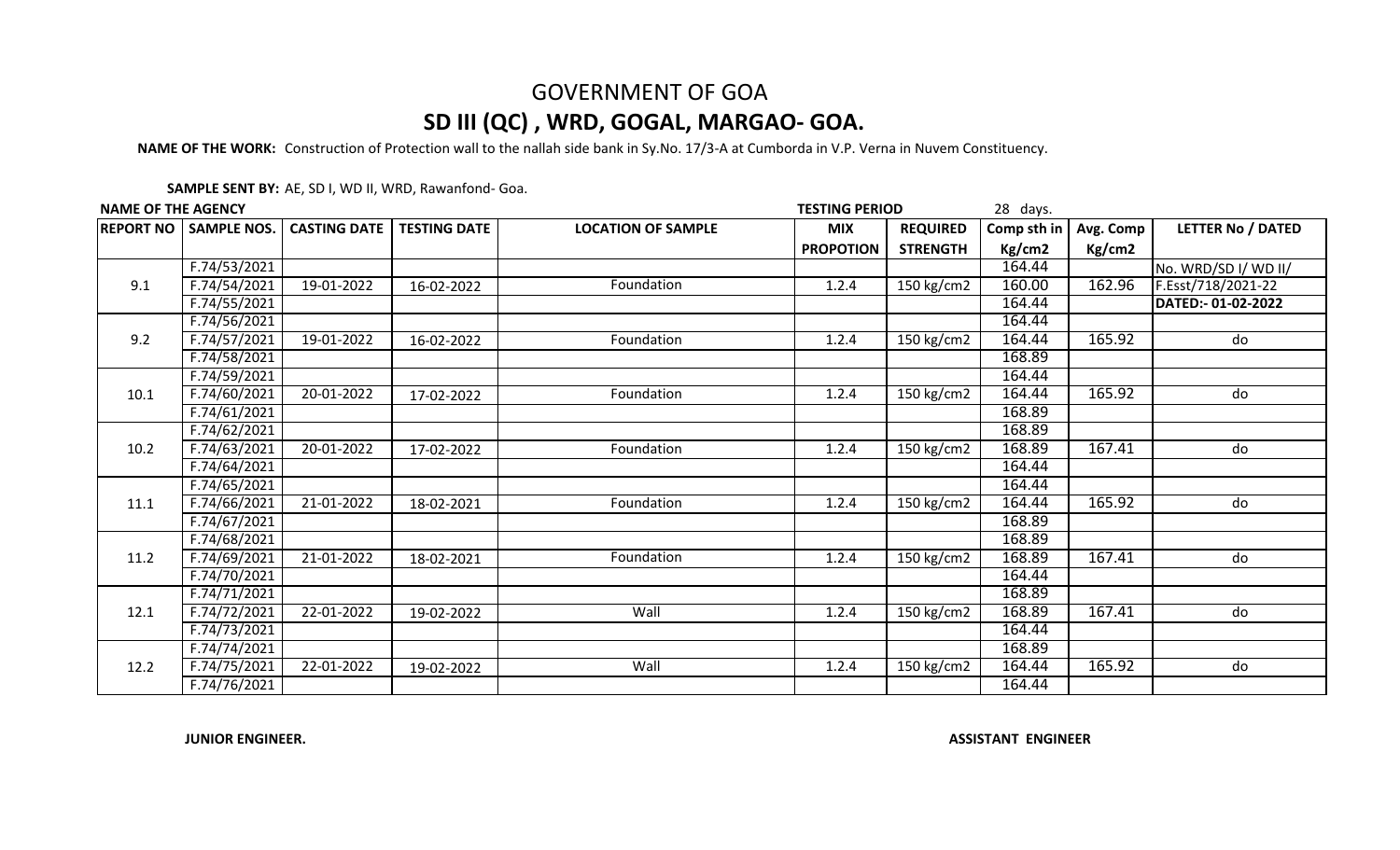# GOVERNMENT OF GOA

## SD III (QC) , WRD, GOGAL, MARGAO- GOA.

**NAME OF THE WORK:** Construction of Protection wall to the nallah side bank in Sy.No. 17/3-A at Cumborda in V.P. Verna in Nuvem Constituency.

**SAMPLE SENT BY:** AE, SD I, WD II, WRD, Rawanfond- Goa.

**NAME OF THE AGENCY** **TESTING PERIOD** 28 days.

| REPORT NO | SAMPLE NOS. | CASTING DATE | TESTING DATE | LOCATION OF SAMPLE | MIX PROPOTION | REQUIRED STRENGTH | Comp sth in Kg/cm2 | Avg. Comp Kg/cm2 | LETTER No / DATED |
|---|---|---|---|---|---|---|---|---|---|
| | F.74/53/2021 | | | | | | 164.44 | | No. WRD/SD I/ WD II/ |
| 9.1 | F.74/54/2021 | 19-01-2022 | 16-02-2022 | Foundation | 1.2.4 | 150 kg/cm2 | 160.00 | 162.96 | F.Esst/718/2021-22 |
| | F.74/55/2021 | | | | | | 164.44 | | **DATED:- 01-02-2022** |
| | F.74/56/2021 | | | | | | 164.44 | | |
| 9.2 | F.74/57/2021 | 19-01-2022 | 16-02-2022 | Foundation | 1.2.4 | 150 kg/cm2 | 164.44 | 165.92 | do |
| | F.74/58/2021 | | | | | | 168.89 | | |
| | F.74/59/2021 | | | | | | 164.44 | | |
| 10.1 | F.74/60/2021 | 20-01-2022 | 17-02-2022 | Foundation | 1.2.4 | 150 kg/cm2 | 164.44 | 165.92 | do |
| | F.74/61/2021 | | | | | | 168.89 | | |
| | F.74/62/2021 | | | | | | 168.89 | | |
| 10.2 | F.74/63/2021 | 20-01-2022 | 17-02-2022 | Foundation | 1.2.4 | 150 kg/cm2 | 168.89 | 167.41 | do |
| | F.74/64/2021 | | | | | | 164.44 | | |
| | F.74/65/2021 | | | | | | 164.44 | | |
| 11.1 | F.74/66/2021 | 21-01-2022 | 18-02-2021 | Foundation | 1.2.4 | 150 kg/cm2 | 164.44 | 165.92 | do |
| | F.74/67/2021 | | | | | | 168.89 | | |
| | F.74/68/2021 | | | | | | 168.89 | | |
| 11.2 | F.74/69/2021 | 21-01-2022 | 18-02-2021 | Foundation | 1.2.4 | 150 kg/cm2 | 168.89 | 167.41 | do |
| | F.74/70/2021 | | | | | | 164.44 | | |
| | F.74/71/2021 | | | | | | 168.89 | | |
| 12.1 | F.74/72/2021 | 22-01-2022 | 19-02-2022 | Wall | 1.2.4 | 150 kg/cm2 | 168.89 | 167.41 | do |
| | F.74/73/2021 | | | | | | 164.44 | | |
| | F.74/74/2021 | | | | | | 168.89 | | |
| 12.2 | F.74/75/2021 | 22-01-2022 | 19-02-2022 | Wall | 1.2.4 | 150 kg/cm2 | 164.44 | 165.92 | do |
| | F.74/76/2021 | | | | | | 164.44 | | |

**JUNIOR ENGINEER.** **ASSISTANT ENGINEER**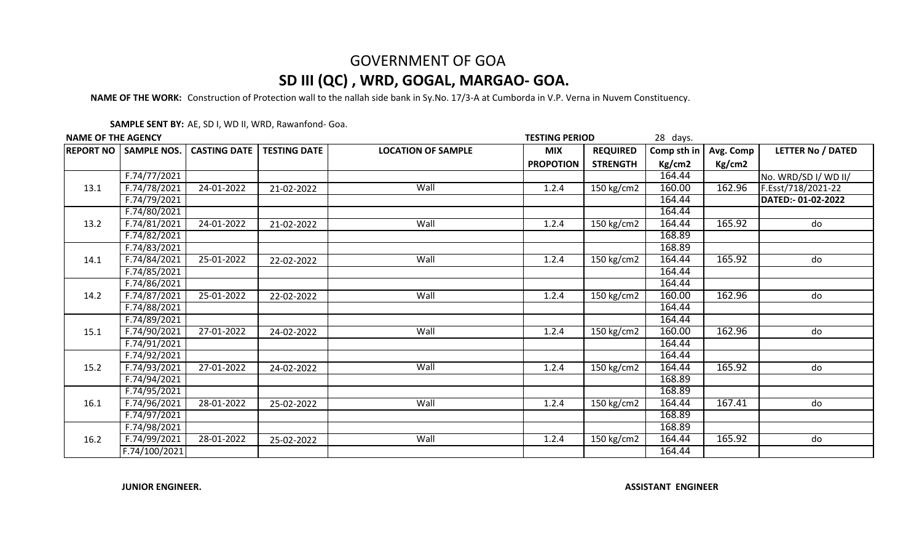# GOVERNMENT OF GOA

## SD III (QC) , WRD, GOGAL, MARGAO- GOA.

**NAME OF THE WORK:** Construction of Protection wall to the nallah side bank in Sy.No. 17/3-A at Cumborda in V.P. Verna in Nuvem Constituency.

**SAMPLE SENT BY:** AE, SD I, WD II, WRD, Rawanfond- Goa.

**NAME OF THE AGENCY** **TESTING PERIOD** 28 days.

| REPORT NO | SAMPLE NOS. | CASTING DATE | TESTING DATE | LOCATION OF SAMPLE | MIX PROPOTION | REQUIRED STRENGTH | Comp sth in Kg/cm2 | Avg. Comp Kg/cm2 | LETTER No / DATED |
|---|---|---|---|---|---|---|---|---|---|
| | F.74/77/2021 | | | | | | 164.44 | | No. WRD/SD I/ WD II/ |
| 13.1 | F.74/78/2021 | 24-01-2022 | 21-02-2022 | Wall | 1.2.4 | 150 kg/cm2 | 160.00 | 162.96 | F.Esst/718/2021-22 |
| | F.74/79/2021 | | | | | | 164.44 | | **DATED:- 01-02-2022** |
| | F.74/80/2021 | | | | | | 164.44 | | |
| 13.2 | F.74/81/2021 | 24-01-2022 | 21-02-2022 | Wall | 1.2.4 | 150 kg/cm2 | 164.44 | 165.92 | do |
| | F.74/82/2021 | | | | | | 168.89 | | |
| | F.74/83/2021 | | | | | | 168.89 | | |
| 14.1 | F.74/84/2021 | 25-01-2022 | 22-02-2022 | Wall | 1.2.4 | 150 kg/cm2 | 164.44 | 165.92 | do |
| | F.74/85/2021 | | | | | | 164.44 | | |
| | F.74/86/2021 | | | | | | 164.44 | | |
| 14.2 | F.74/87/2021 | 25-01-2022 | 22-02-2022 | Wall | 1.2.4 | 150 kg/cm2 | 160.00 | 162.96 | do |
| | F.74/88/2021 | | | | | | 164.44 | | |
| | F.74/89/2021 | | | | | | 164.44 | | |
| 15.1 | F.74/90/2021 | 27-01-2022 | 24-02-2022 | Wall | 1.2.4 | 150 kg/cm2 | 160.00 | 162.96 | do |
| | F.74/91/2021 | | | | | | 164.44 | | |
| | F.74/92/2021 | | | | | | 164.44 | | |
| 15.2 | F.74/93/2021 | 27-01-2022 | 24-02-2022 | Wall | 1.2.4 | 150 kg/cm2 | 164.44 | 165.92 | do |
| | F.74/94/2021 | | | | | | 168.89 | | |
| | F.74/95/2021 | | | | | | 168.89 | | |
| 16.1 | F.74/96/2021 | 28-01-2022 | 25-02-2022 | Wall | 1.2.4 | 150 kg/cm2 | 164.44 | 167.41 | do |
| | F.74/97/2021 | | | | | | 168.89 | | |
| | F.74/98/2021 | | | | | | 168.89 | | |
| 16.2 | F.74/99/2021 | 28-01-2022 | 25-02-2022 | Wall | 1.2.4 | 150 kg/cm2 | 164.44 | 165.92 | do |
| | F.74/100/2021 | | | | | | 164.44 | | |

**JUNIOR ENGINEER.** **ASSISTANT ENGINEER**